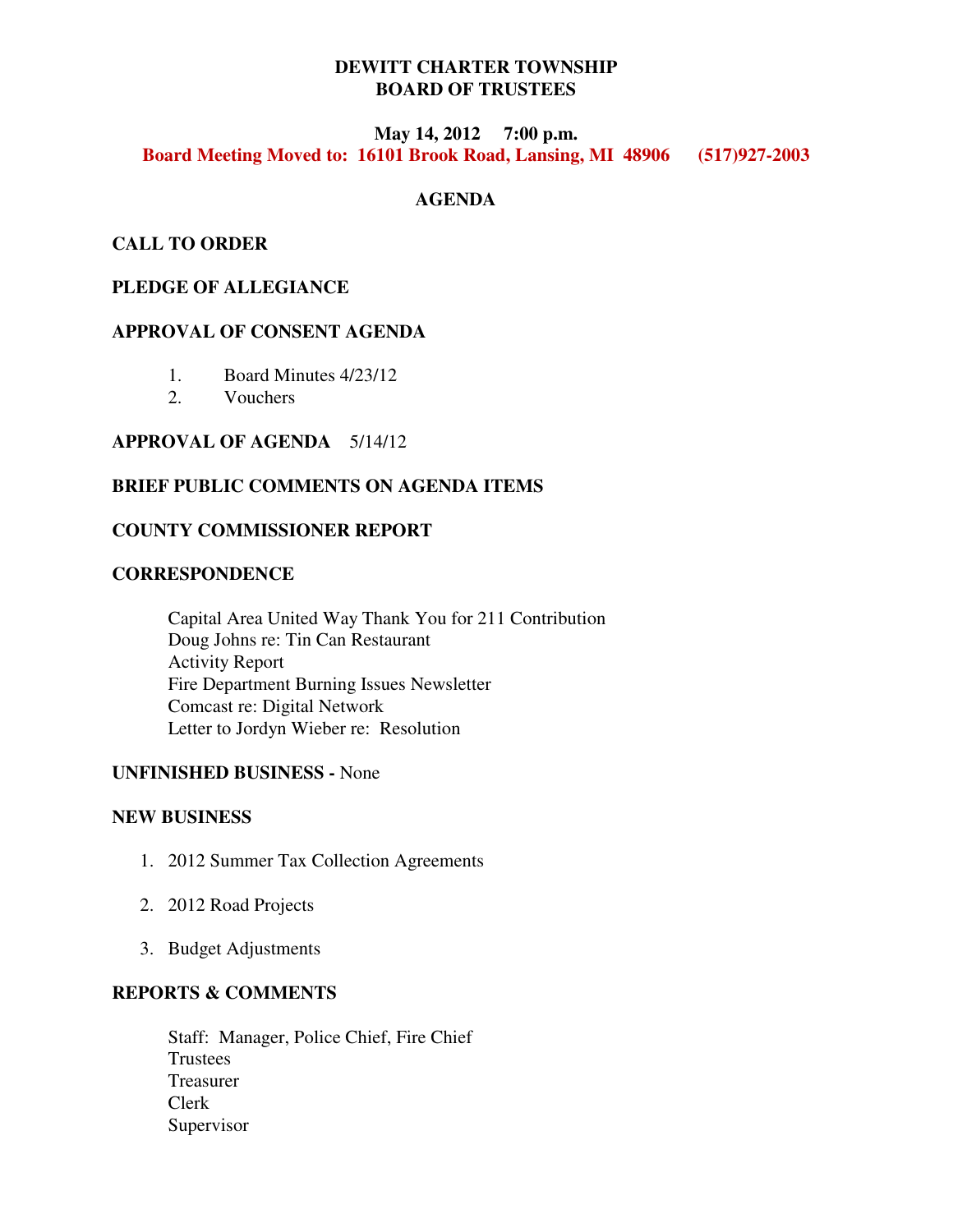# DEWITT CHARTER TOWNSHIP
# BOARD OF TRUSTEES

**May 14, 2012 7:00 p.m.**

**Board Meeting Moved to: 16101 Brook Road, Lansing, MI 48906 (517)927-2003**

## AGENDA

**CALL TO ORDER**

**PLEDGE OF ALLEGIANCE**

**APPROVAL OF CONSENT AGENDA**

1. Board Minutes 4/23/12
2. Vouchers

**APPROVAL OF AGENDA** 5/14/12

**BRIEF PUBLIC COMMENTS ON AGENDA ITEMS**

**COUNTY COMMISSIONER REPORT**

**CORRESPONDENCE**

Capital Area United Way Thank You for 211 Contribution
Doug Johns re: Tin Can Restaurant
Activity Report
Fire Department Burning Issues Newsletter
Comcast re: Digital Network
Letter to Jordyn Wieber re: Resolution

**UNFINISHED BUSINESS -** None

**NEW BUSINESS**

1. 2012 Summer Tax Collection Agreements
2. 2012 Road Projects
3. Budget Adjustments

**REPORTS & COMMENTS**

Staff: Manager, Police Chief, Fire Chief
Trustees
Treasurer
Clerk
Supervisor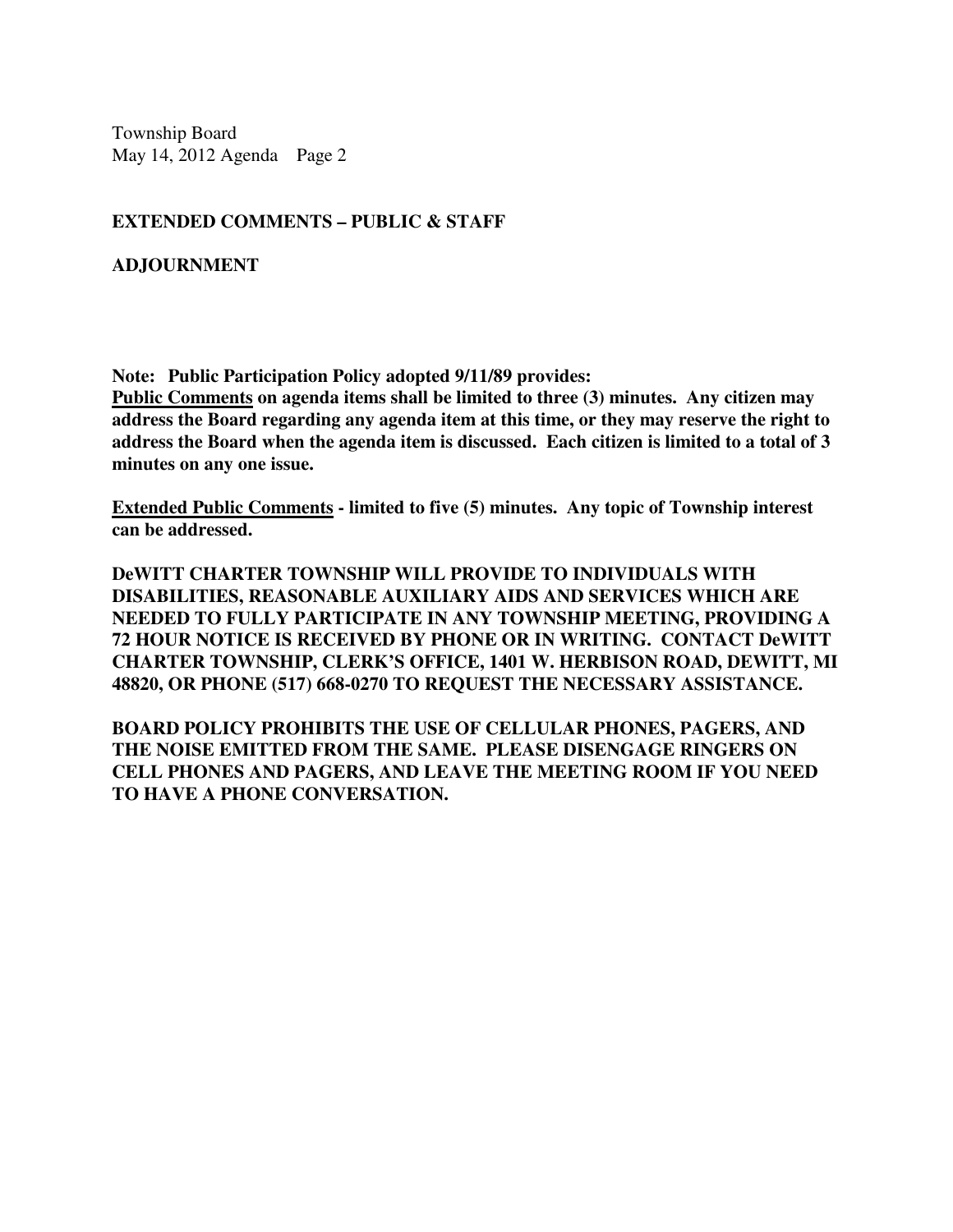**EXTENDED COMMENTS – PUBLIC & STAFF**

**ADJOURNMENT**

**Note: Public Participation Policy adopted 9/11/89 provides:**
**Public Comments on agenda items shall be limited to three (3) minutes. Any citizen may address the Board regarding any agenda item at this time, or they may reserve the right to address the Board when the agenda item is discussed. Each citizen is limited to a total of 3 minutes on any one issue.**

**Extended Public Comments - limited to five (5) minutes. Any topic of Township interest can be addressed.**

**DeWITT CHARTER TOWNSHIP WILL PROVIDE TO INDIVIDUALS WITH DISABILITIES, REASONABLE AUXILIARY AIDS AND SERVICES WHICH ARE NEEDED TO FULLY PARTICIPATE IN ANY TOWNSHIP MEETING, PROVIDING A 72 HOUR NOTICE IS RECEIVED BY PHONE OR IN WRITING. CONTACT DeWITT CHARTER TOWNSHIP, CLERK'S OFFICE, 1401 W. HERBISON ROAD, DEWITT, MI 48820, OR PHONE (517) 668-0270 TO REQUEST THE NECESSARY ASSISTANCE.**

**BOARD POLICY PROHIBITS THE USE OF CELLULAR PHONES, PAGERS, AND THE NOISE EMITTED FROM THE SAME. PLEASE DISENGAGE RINGERS ON CELL PHONES AND PAGERS, AND LEAVE THE MEETING ROOM IF YOU NEED TO HAVE A PHONE CONVERSATION.**